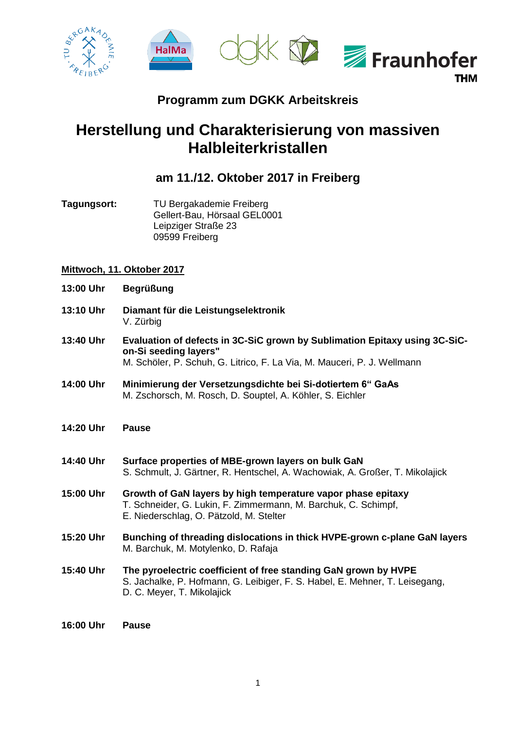## Programm zum DGKK Arbeitskreis

# Herstellung und Charakterisierung von massiven Halbleiterkristallen

### am 11./12. Oktober 2017 in Freiberg

**Tagungsort:** TU Bergakademie Freiberg
Gellert-Bau, Hörsaal GEL0001
Leipziger Straße 23
09599 Freiberg

**Mittwoch, 11. Oktober 2017**

**13:00 Uhr** **Begrüßung**

**13:10 Uhr** **Diamant für die Leistungselektronik**
V. Zürbig

**13:40 Uhr** **Evaluation of defects in 3C-SiC grown by Sublimation Epitaxy using 3C-SiC-on-Si seeding layers"**
M. Schöler, P. Schuh, G. Litrico, F. La Via, M. Mauceri, P. J. Wellmann

**14:00 Uhr** **Minimierung der Versetzungsdichte bei Si-dotiertem 6" GaAs**
M. Zschorsch, M. Rosch, D. Souptel, A. Köhler, S. Eichler

**14:20 Uhr** **Pause**

**14:40 Uhr** **Surface properties of MBE-grown layers on bulk GaN**
S. Schmult, J. Gärtner, R. Hentschel, A. Wachowiak, A. Großer, T. Mikolajick

**15:00 Uhr** **Growth of GaN layers by high temperature vapor phase epitaxy**
T. Schneider, G. Lukin, F. Zimmermann, M. Barchuk, C. Schimpf, E. Niederschlag, O. Pätzold, M. Stelter

**15:20 Uhr** **Bunching of threading dislocations in thick HVPE-grown c-plane GaN layers**
M. Barchuk, M. Motylenko, D. Rafaja

**15:40 Uhr** **The pyroelectric coefficient of free standing GaN grown by HVPE**
S. Jachalke, P. Hofmann, G. Leibiger, F. S. Habel, E. Mehner, T. Leisegang, D. C. Meyer, T. Mikolajick

**16:00 Uhr** **Pause**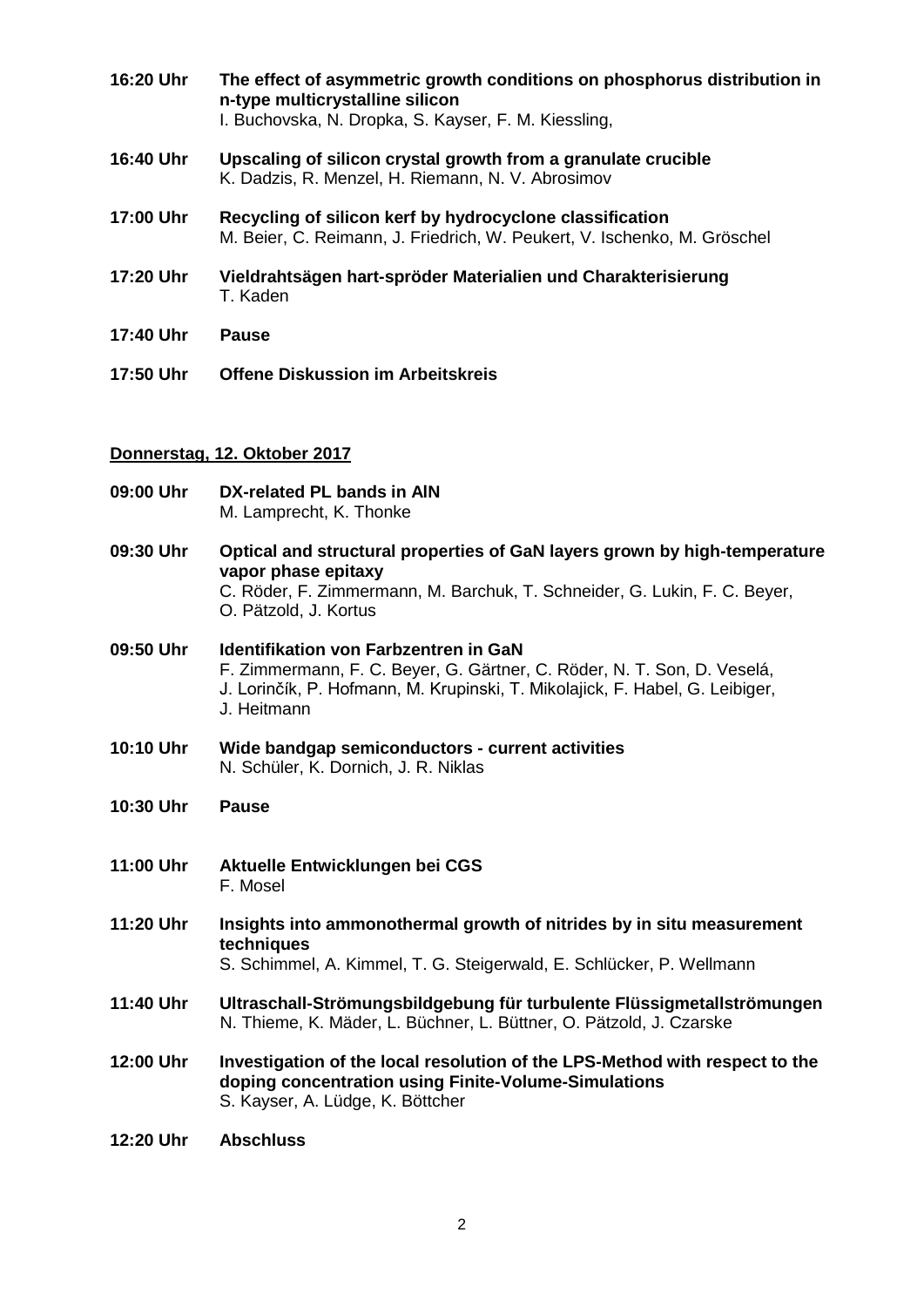**16:20 Uhr** **The effect of asymmetric growth conditions on phosphorus distribution in n-type multicrystalline silicon**
I. Buchovska, N. Dropka, S. Kayser, F. M. Kiessling,

**16:40 Uhr** **Upscaling of silicon crystal growth from a granulate crucible**
K. Dadzis, R. Menzel, H. Riemann, N. V. Abrosimov

**17:00 Uhr** **Recycling of silicon kerf by hydrocyclone classification**
M. Beier, C. Reimann, J. Friedrich, W. Peukert, V. Ischenko, M. Gröschel

**17:20 Uhr** **Vieldrahtsägen hart-spröder Materialien und Charakterisierung**
T. Kaden

**17:40 Uhr** **Pause**

**17:50 Uhr** **Offene Diskussion im Arbeitskreis**

## Donnerstag, 12. Oktober 2017

**09:00 Uhr** **DX-related PL bands in AlN**
M. Lamprecht, K. Thonke

**09:30 Uhr** **Optical and structural properties of GaN layers grown by high-temperature vapor phase epitaxy**
C. Röder, F. Zimmermann, M. Barchuk, T. Schneider, G. Lukin, F. C. Beyer, O. Pätzold, J. Kortus

**09:50 Uhr** **Identifikation von Farbzentren in GaN**
F. Zimmermann, F. C. Beyer, G. Gärtner, C. Röder, N. T. Son, D. Veselá, J. Lorinčík, P. Hofmann, M. Krupinski, T. Mikolajick, F. Habel, G. Leibiger, J. Heitmann

**10:10 Uhr** **Wide bandgap semiconductors - current activities**
N. Schüler, K. Dornich, J. R. Niklas

**10:30 Uhr** **Pause**

**11:00 Uhr** **Aktuelle Entwicklungen bei CGS**
F. Mosel

**11:20 Uhr** **Insights into ammonothermal growth of nitrides by in situ measurement techniques**
S. Schimmel, A. Kimmel, T. G. Steigerwald, E. Schlücker, P. Wellmann

**11:40 Uhr** **Ultraschall-Strömungsbildgebung für turbulente Flüssigmetallströmungen**
N. Thieme, K. Mäder, L. Büchner, L. Büttner, O. Pätzold, J. Czarske

**12:00 Uhr** **Investigation of the local resolution of the LPS-Method with respect to the doping concentration using Finite-Volume-Simulations**
S. Kayser, A. Lüdge, K. Böttcher

**12:20 Uhr** **Abschluss**